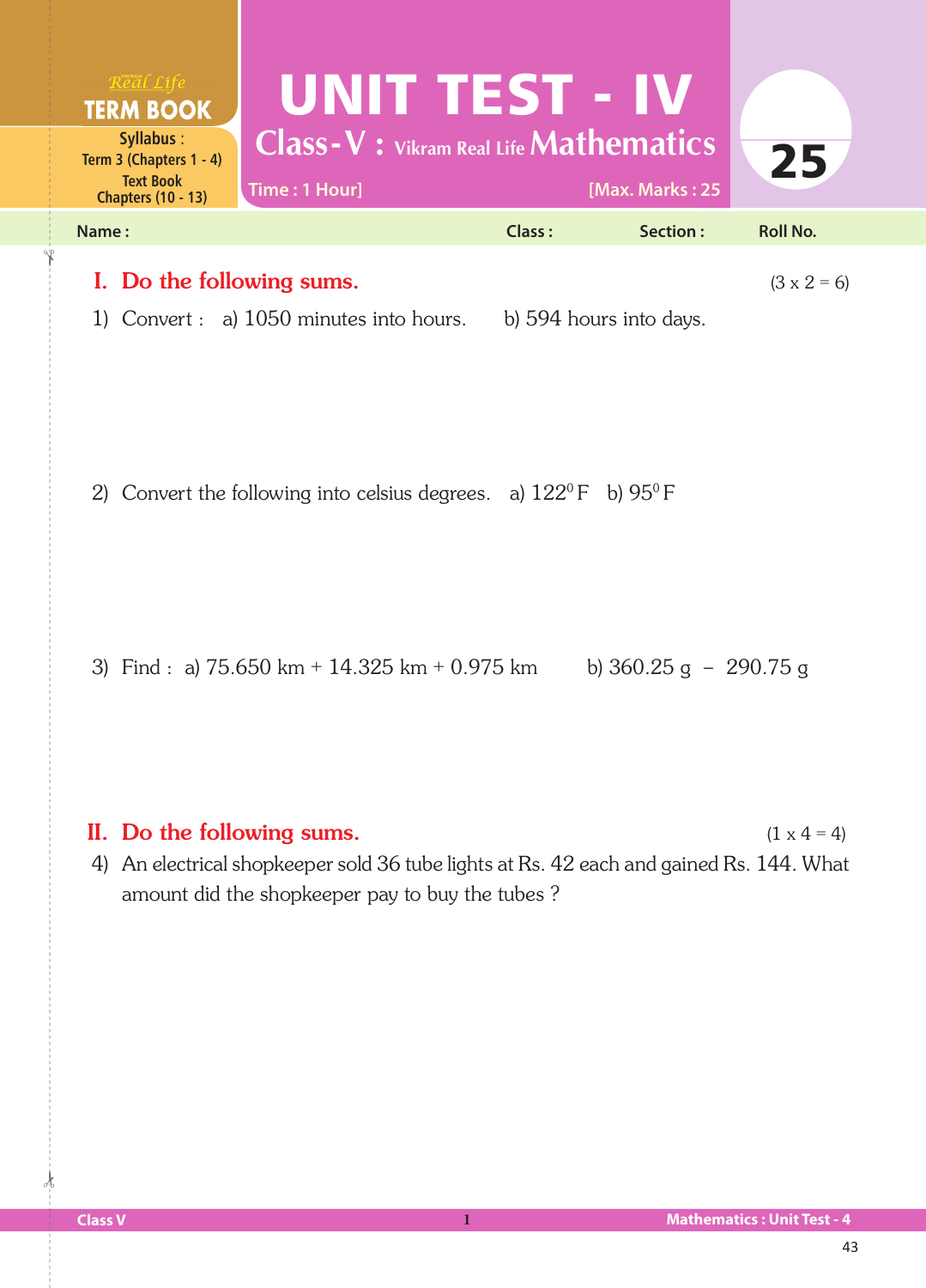Real Life
**TERM BOOK**
**Syllabus :** Term 3 (Chapters 1 - 4)
Text Book Chapters (10 - 13)

# UNIT TEST - IV

## Class-V : Vikram Real Life Mathematics

Time : 1 Hour] [Max. Marks : 25

25

**Name :** **Class :** **Section :** **Roll No.**

## I. Do the following sums. (3 x 2 = 6)

1) Convert : a) 1050 minutes into hours. b) 594 hours into days.

2) Convert the following into celsius degrees. a) $122^0$ F b) $95^0$ F

3) Find : a) 75.650 km + 14.325 km + 0.975 km b) 360.25 g – 290.75 g

## II. Do the following sums. (1 x 4 = 4)

4) An electrical shopkeeper sold 36 tube lights at Rs. 42 each and gained Rs. 144. What amount did the shopkeeper pay to buy the tubes ?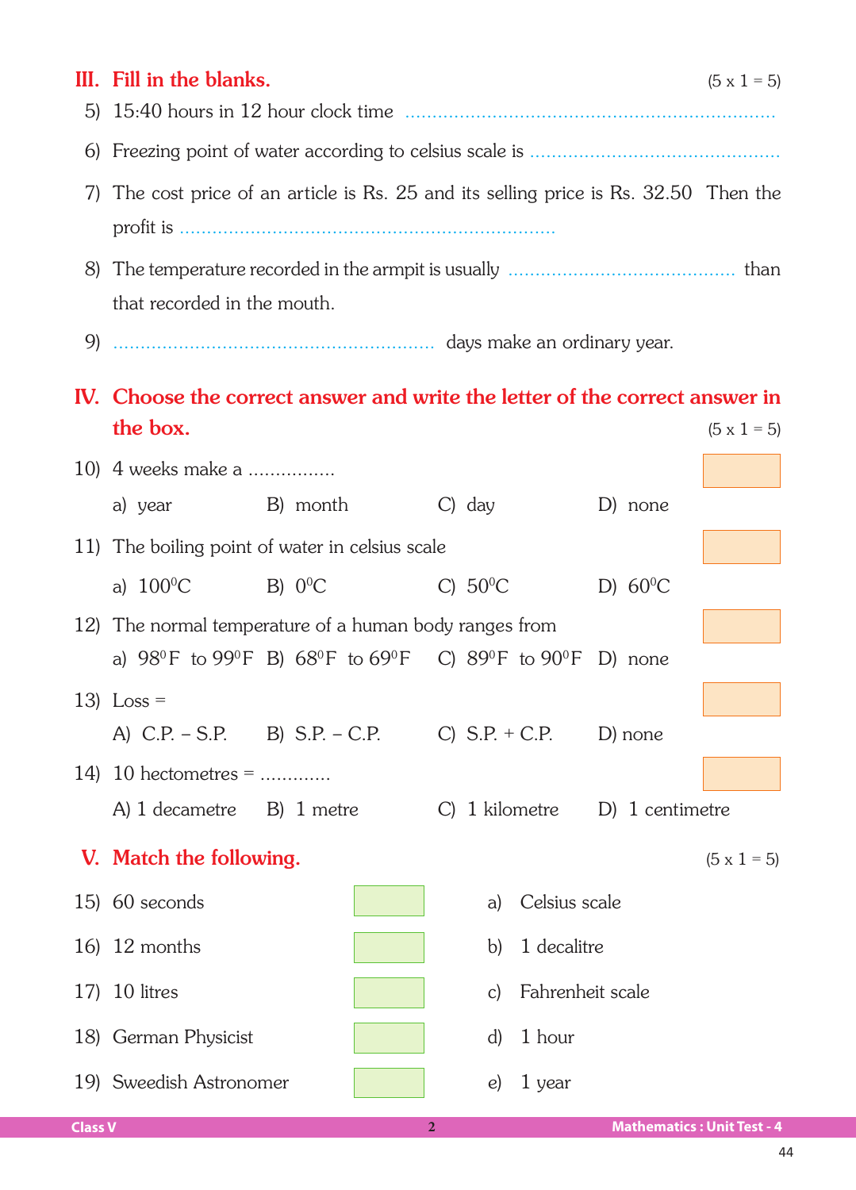## III. Fill in the blanks. (5 x 1 = 5)

5) 15:40 hours in 12 hour clock time ..........................................................................

6) Freezing point of water according to celsius scale is ................................................

7) The cost price of an article is Rs. 25 and its selling price is Rs. 32.50 Then the profit is ......................................................................

8) The temperature recorded in the armpit is usually ........................................... than that recorded in the mouth.

9) ........................................................... days make an ordinary year.

## IV. Choose the correct answer and write the letter of the correct answer in the box. (5 x 1 = 5)

10) 4 weeks make a ................

a) year  B) month  C) day  D) none

11) The boiling point of water in celsius scale

a) $100^0$C  B) $0^0$C  C) $50^0$C  D) $60^0$C

12) The normal temperature of a human body ranges from

a) $98^0$F to $99^0$F  B) $68^0$F to $69^0$F  C) $89^0$F to $90^0$F  D) none

13) Loss =

A) C.P. – S.P.  B) S.P. – C.P.  C) S.P. + C.P.  D) none

14) 10 hectometres = .............

A) 1 decametre  B) 1 metre  C) 1 kilometre  D) 1 centimetre

## V. Match the following. (5 x 1 = 5)

| | | |
|---|---|---|
| 15) 60 seconds | | a) Celsius scale |
| 16) 12 months | | b) 1 decalitre |
| 17) 10 litres | | c) Fahrenheit scale |
| 18) German Physicist | | d) 1 hour |
| 19) Sweedish Astronomer | | e) 1 year |